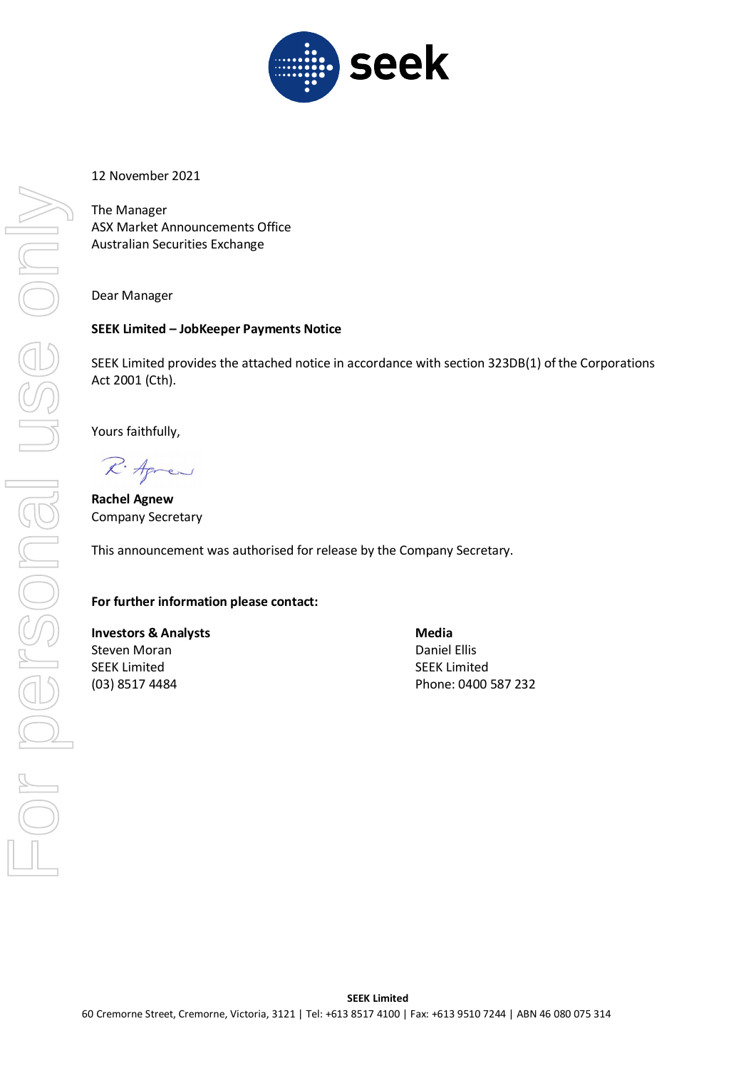12 November 2021

The Manager
ASX Market Announcements Office
Australian Securities Exchange

Dear Manager

**SEEK Limited – JobKeeper Payments Notice**

SEEK Limited provides the attached notice in accordance with section 323DB(1) of the Corporations Act 2001 (Cth).

Yours faithfully,

**Rachel Agnew**
Company Secretary

This announcement was authorised for release by the Company Secretary.

**For further information please contact:**

**Investors & Analysts**
Steven Moran
SEEK Limited
(03) 8517 4484

**Media**
Daniel Ellis
SEEK Limited
Phone: 0400 587 232

**SEEK Limited**
60 Cremorne Street, Cremorne, Victoria, 3121 | Tel: +613 8517 4100 | Fax: +613 9510 7244 | ABN 46 080 075 314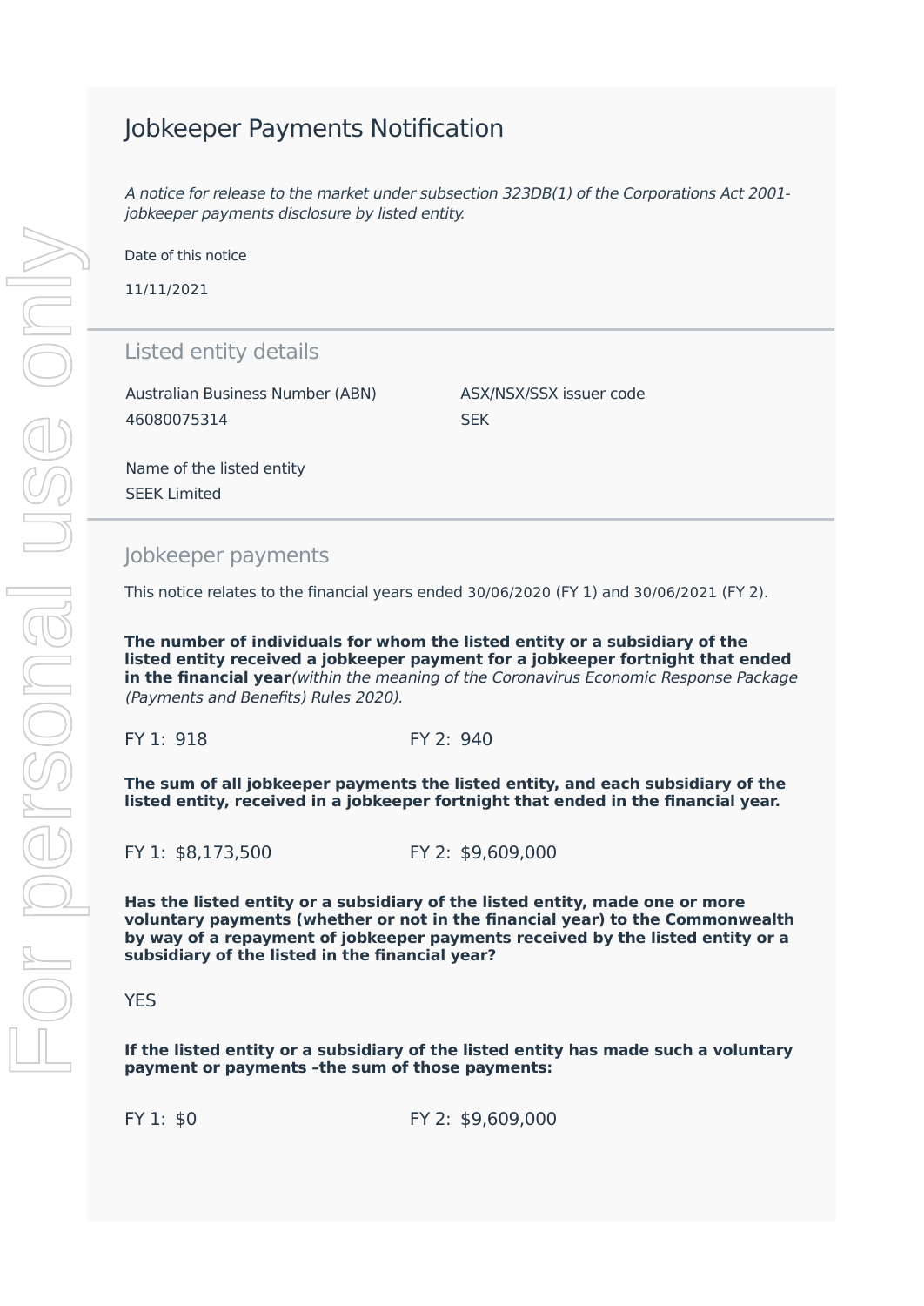# Jobkeeper Payments Notification

*A notice for release to the market under subsection 323DB(1) of the Corporations Act 2001-jobkeeper payments disclosure by listed entity.*

Date of this notice

11/11/2021

## Listed entity details

Australian Business Number (ABN)

46080075314

ASX/NSX/SSX issuer code

SEK

Name of the listed entity

SEEK Limited

## Jobkeeper payments

This notice relates to the financial years ended 30/06/2020 (FY 1) and 30/06/2021 (FY 2).

**The number of individuals for whom the listed entity or a subsidiary of the listed entity received a jobkeeper payment for a jobkeeper fortnight that ended in the financial year***(within the meaning of the Coronavirus Economic Response Package (Payments and Benefits) Rules 2020).*

FY 1: 918

FY 2: 940

**The sum of all jobkeeper payments the listed entity, and each subsidiary of the listed entity, received in a jobkeeper fortnight that ended in the financial year.**

FY 1: $8,173,500

FY 2: $9,609,000

**Has the listed entity or a subsidiary of the listed entity, made one or more voluntary payments (whether or not in the financial year) to the Commonwealth by way of a repayment of jobkeeper payments received by the listed entity or a subsidiary of the listed in the financial year?**

YES

**If the listed entity or a subsidiary of the listed entity has made such a voluntary payment or payments –the sum of those payments:**

FY 1: $0

FY 2: $9,609,000